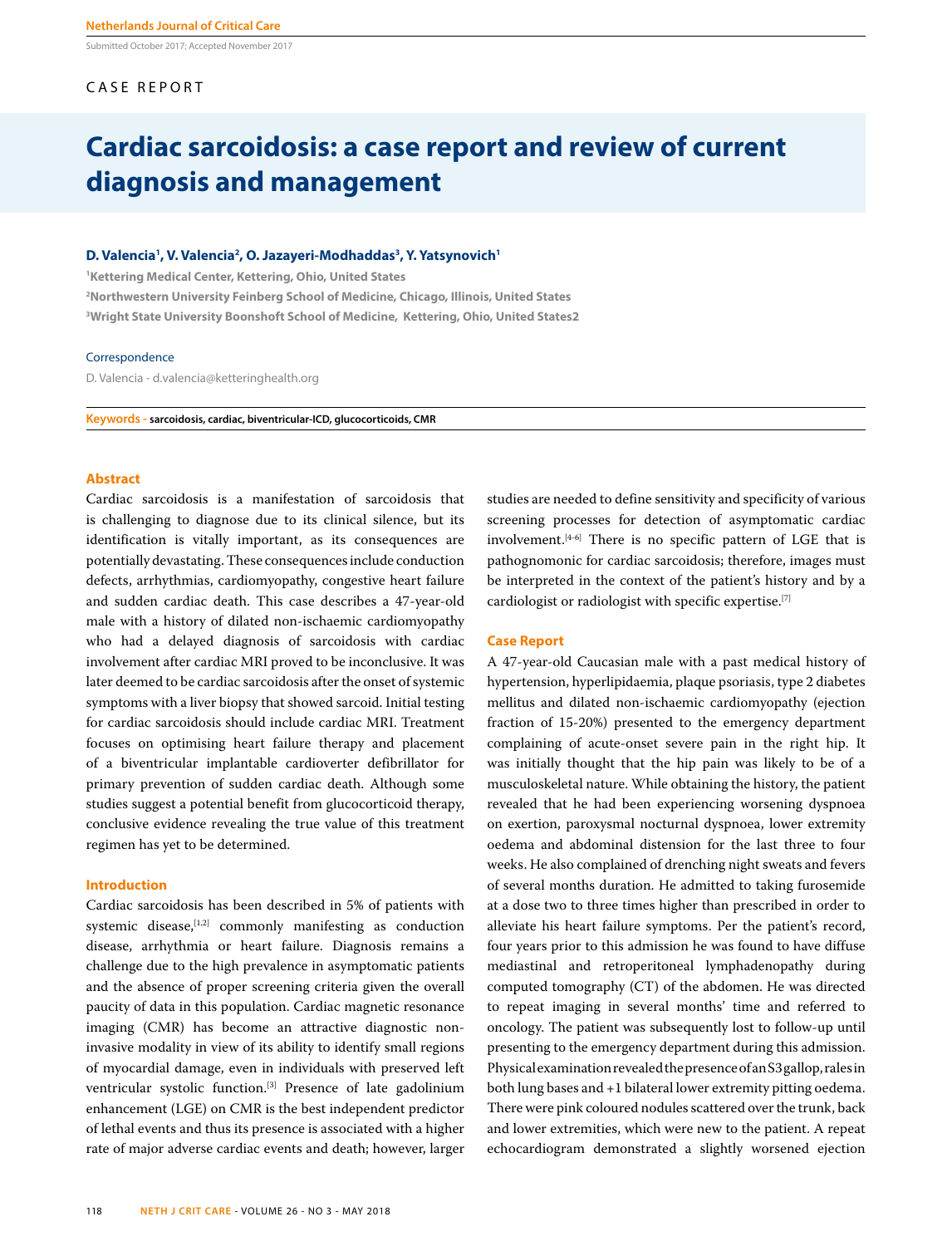Submitted October 2017; Accepted November 2017

CASE REPORT

# Cardiac sarcoidosis: a case report and review of current diagnosis and management

**D. Valencia[1], V. Valencia[2], O. Jazayeri-Modhaddas[3], Y. Yatsynovich[1]**

[1]Kettering Medical Center, Kettering, Ohio, United States
[2]Northwestern University Feinberg School of Medicine, Chicago, Illinois, United States
[3]Wright State University Boonshoft School of Medicine, Kettering, Ohio, United States2

Correspondence

D. Valencia - d.valencia@ketteringhealth.org

**Keywords** - **sarcoidosis, cardiac, biventricular-ICD, glucocorticoids, CMR**

## Abstract

Cardiac sarcoidosis is a manifestation of sarcoidosis that is challenging to diagnose due to its clinical silence, but its identification is vitally important, as its consequences are potentially devastating. These consequences include conduction defects, arrhythmias, cardiomyopathy, congestive heart failure and sudden cardiac death. This case describes a 47-year-old male with a history of dilated non-ischaemic cardiomyopathy who had a delayed diagnosis of sarcoidosis with cardiac involvement after cardiac MRI proved to be inconclusive. It was later deemed to be cardiac sarcoidosis after the onset of systemic symptoms with a liver biopsy that showed sarcoid. Initial testing for cardiac sarcoidosis should include cardiac MRI. Treatment focuses on optimising heart failure therapy and placement of a biventricular implantable cardioverter defibrillator for primary prevention of sudden cardiac death. Although some studies suggest a potential benefit from glucocorticoid therapy, conclusive evidence revealing the true value of this treatment regimen has yet to be determined.

## Introduction

Cardiac sarcoidosis has been described in 5% of patients with systemic disease,[1,2] commonly manifesting as conduction disease, arrhythmia or heart failure. Diagnosis remains a challenge due to the high prevalence in asymptomatic patients and the absence of proper screening criteria given the overall paucity of data in this population. Cardiac magnetic resonance imaging (CMR) has become an attractive diagnostic non-invasive modality in view of its ability to identify small regions of myocardial damage, even in individuals with preserved left ventricular systolic function.[3] Presence of late gadolinium enhancement (LGE) on CMR is the best independent predictor of lethal events and thus its presence is associated with a higher rate of major adverse cardiac events and death; however, larger studies are needed to define sensitivity and specificity of various screening processes for detection of asymptomatic cardiac involvement.[4-6] There is no specific pattern of LGE that is pathognomonic for cardiac sarcoidosis; therefore, images must be interpreted in the context of the patient's history and by a cardiologist or radiologist with specific expertise.[7]

## Case Report

A 47-year-old Caucasian male with a past medical history of hypertension, hyperlipidaemia, plaque psoriasis, type 2 diabetes mellitus and dilated non-ischaemic cardiomyopathy (ejection fraction of 15-20%) presented to the emergency department complaining of acute-onset severe pain in the right hip. It was initially thought that the hip pain was likely to be of a musculoskeletal nature. While obtaining the history, the patient revealed that he had been experiencing worsening dyspnoea on exertion, paroxysmal nocturnal dyspnoea, lower extremity oedema and abdominal distension for the last three to four weeks. He also complained of drenching night sweats and fevers of several months duration. He admitted to taking furosemide at a dose two to three times higher than prescribed in order to alleviate his heart failure symptoms. Per the patient's record, four years prior to this admission he was found to have diffuse mediastinal and retroperitoneal lymphadenopathy during computed tomography (CT) of the abdomen. He was directed to repeat imaging in several months' time and referred to oncology. The patient was subsequently lost to follow-up until presenting to the emergency department during this admission. Physical examination revealed the presence of an S3 gallop, rales in both lung bases and +1 bilateral lower extremity pitting oedema. There were pink coloured nodules scattered over the trunk, back and lower extremities, which were new to the patient. A repeat echocardiogram demonstrated a slightly worsened ejection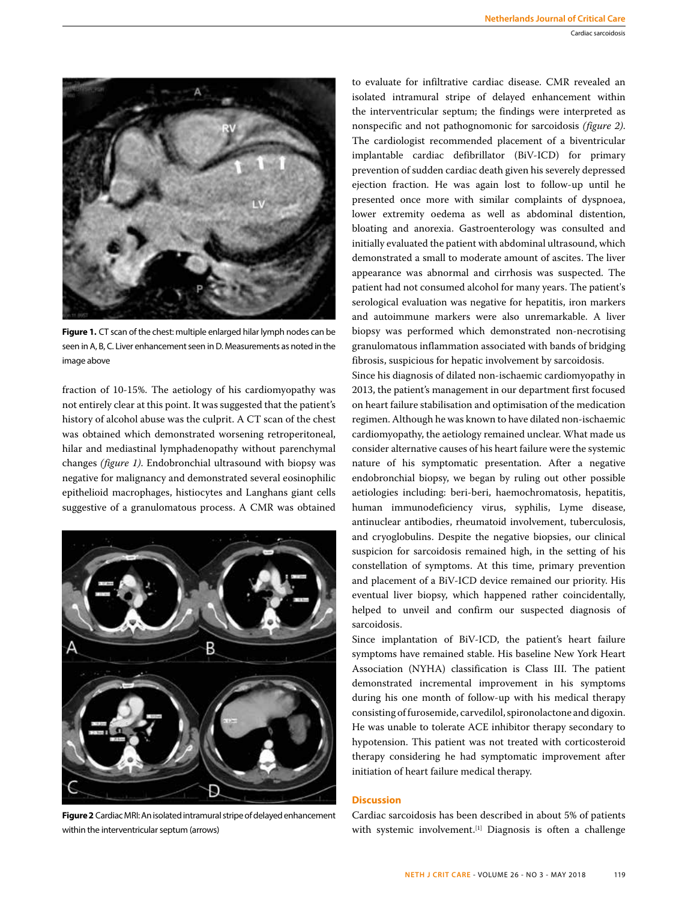**Figure 1.** CT scan of the chest: multiple enlarged hilar lymph nodes can be seen in A, B, C. Liver enhancement seen in D. Measurements as noted in the image above

fraction of 10-15%. The aetiology of his cardiomyopathy was not entirely clear at this point. It was suggested that the patient's history of alcohol abuse was the culprit. A CT scan of the chest was obtained which demonstrated worsening retroperitoneal, hilar and mediastinal lymphadenopathy without parenchymal changes *(figure 1)*. Endobronchial ultrasound with biopsy was negative for malignancy and demonstrated several eosinophilic epithelioid macrophages, histiocytes and Langhans giant cells suggestive of a granulomatous process. A CMR was obtained

**Figure 2** Cardiac MRI: An isolated intramural stripe of delayed enhancement within the interventricular septum (arrows)

to evaluate for infiltrative cardiac disease. CMR revealed an isolated intramural stripe of delayed enhancement within the interventricular septum; the findings were interpreted as nonspecific and not pathognomonic for sarcoidosis *(figure 2)*. The cardiologist recommended placement of a biventricular implantable cardiac defibrillator (BiV-ICD) for primary prevention of sudden cardiac death given his severely depressed ejection fraction. He was again lost to follow-up until he presented once more with similar complaints of dyspnoea, lower extremity oedema as well as abdominal distention, bloating and anorexia. Gastroenterology was consulted and initially evaluated the patient with abdominal ultrasound, which demonstrated a small to moderate amount of ascites. The liver appearance was abnormal and cirrhosis was suspected. The patient had not consumed alcohol for many years. The patient's serological evaluation was negative for hepatitis, iron markers and autoimmune markers were also unremarkable. A liver biopsy was performed which demonstrated non-necrotising granulomatous inflammation associated with bands of bridging fibrosis, suspicious for hepatic involvement by sarcoidosis.

Since his diagnosis of dilated non-ischaemic cardiomyopathy in 2013, the patient's management in our department first focused on heart failure stabilisation and optimisation of the medication regimen. Although he was known to have dilated non-ischaemic cardiomyopathy, the aetiology remained unclear. What made us consider alternative causes of his heart failure were the systemic nature of his symptomatic presentation. After a negative endobronchial biopsy, we began by ruling out other possible aetiologies including: beri-beri, haemochromatosis, hepatitis, human immunodeficiency virus, syphilis, Lyme disease, antinuclear antibodies, rheumatoid involvement, tuberculosis, and cryoglobulins. Despite the negative biopsies, our clinical suspicion for sarcoidosis remained high, in the setting of his constellation of symptoms. At this time, primary prevention and placement of a BiV-ICD device remained our priority. His eventual liver biopsy, which happened rather coincidentally, helped to unveil and confirm our suspected diagnosis of sarcoidosis.

Since implantation of BiV-ICD, the patient's heart failure symptoms have remained stable. His baseline New York Heart Association (NYHA) classification is Class III. The patient demonstrated incremental improvement in his symptoms during his one month of follow-up with his medical therapy consisting of furosemide, carvedilol, spironolactone and digoxin. He was unable to tolerate ACE inhibitor therapy secondary to hypotension. This patient was not treated with corticosteroid therapy considering he had symptomatic improvement after initiation of heart failure medical therapy.

## Discussion

Cardiac sarcoidosis has been described in about 5% of patients with systemic involvement.[1] Diagnosis is often a challenge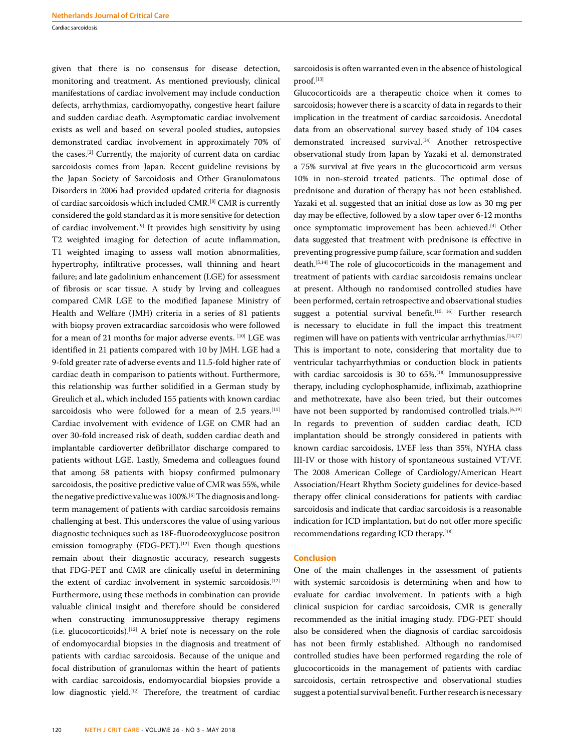given that there is no consensus for disease detection, monitoring and treatment. As mentioned previously, clinical manifestations of cardiac involvement may include conduction defects, arrhythmias, cardiomyopathy, congestive heart failure and sudden cardiac death. Asymptomatic cardiac involvement exists as well and based on several pooled studies, autopsies demonstrated cardiac involvement in approximately 70% of the cases.[2] Currently, the majority of current data on cardiac sarcoidosis comes from Japan. Recent guideline revisions by the Japan Society of Sarcoidosis and Other Granulomatous Disorders in 2006 had provided updated criteria for diagnosis of cardiac sarcoidosis which included CMR.[8] CMR is currently considered the gold standard as it is more sensitive for detection of cardiac involvement.[9] It provides high sensitivity by using T2 weighted imaging for detection of acute inflammation, T1 weighted imaging to assess wall motion abnormalities, hypertrophy, infiltrative processes, wall thinning and heart failure; and late gadolinium enhancement (LGE) for assessment of fibrosis or scar tissue. A study by Irving and colleagues compared CMR LGE to the modified Japanese Ministry of Health and Welfare (JMH) criteria in a series of 81 patients with biopsy proven extracardiac sarcoidosis who were followed for a mean of 21 months for major adverse events. [10] LGE was identified in 21 patients compared with 10 by JMH. LGE had a 9-fold greater rate of adverse events and 11.5-fold higher rate of cardiac death in comparison to patients without. Furthermore, this relationship was further solidified in a German study by Greulich et al., which included 155 patients with known cardiac sarcoidosis who were followed for a mean of 2.5 years.[11] Cardiac involvement with evidence of LGE on CMR had an over 30-fold increased risk of death, sudden cardiac death and implantable cardioverter defibrillator discharge compared to patients without LGE. Lastly, Smedema and colleagues found that among 58 patients with biopsy confirmed pulmonary sarcoidosis, the positive predictive value of CMR was 55%, while the negative predictive value was 100%.[6] The diagnosis and long-term management of patients with cardiac sarcoidosis remains challenging at best. This underscores the value of using various diagnostic techniques such as 18F-fluorodeoxyglucose positron emission tomography (FDG-PET).[12] Even though questions remain about their diagnostic accuracy, research suggests that FDG-PET and CMR are clinically useful in determining the extent of cardiac involvement in systemic sarcoidosis.[12] Furthermore, using these methods in combination can provide valuable clinical insight and therefore should be considered when constructing immunosuppressive therapy regimens (i.e. glucocorticoids).[12] A brief note is necessary on the role of endomyocardial biopsies in the diagnosis and treatment of patients with cardiac sarcoidosis. Because of the unique and focal distribution of granulomas within the heart of patients with cardiac sarcoidosis, endomyocardial biopsies provide a low diagnostic yield.[12] Therefore, the treatment of cardiac sarcoidosis is often warranted even in the absence of histological proof.[13]

Glucocorticoids are a therapeutic choice when it comes to sarcoidosis; however there is a scarcity of data in regards to their implication in the treatment of cardiac sarcoidosis. Anecdotal data from an observational survey based study of 104 cases demonstrated increased survival.[14] Another retrospective observational study from Japan by Yazaki et al. demonstrated a 75% survival at five years in the glucocorticoid arm versus 10% in non-steroid treated patients. The optimal dose of prednisone and duration of therapy has not been established. Yazaki et al. suggested that an initial dose as low as 30 mg per day may be effective, followed by a slow taper over 6-12 months once symptomatic improvement has been achieved.[4] Other data suggested that treatment with prednisone is effective in preventing progressive pump failure, scar formation and sudden death.[5,14] The role of glucocorticoids in the management and treatment of patients with cardiac sarcoidosis remains unclear at present. Although no randomised controlled studies have been performed, certain retrospective and observational studies suggest a potential survival benefit.[15, 16] Further research is necessary to elucidate in full the impact this treatment regimen will have on patients with ventricular arrhythmias.[14,17] This is important to note, considering that mortality due to ventricular tachyarrhythmias or conduction block in patients with cardiac sarcoidosis is 30 to 65%.[18] Immunosuppressive therapy, including cyclophosphamide, infliximab, azathioprine and methotrexate, have also been tried, but their outcomes have not been supported by randomised controlled trials.[6,19] In regards to prevention of sudden cardiac death, ICD implantation should be strongly considered in patients with known cardiac sarcoidosis, LVEF less than 35%, NYHA class III-IV or those with history of spontaneous sustained VT/VF. The 2008 American College of Cardiology/American Heart Association/Heart Rhythm Society guidelines for device-based therapy offer clinical considerations for patients with cardiac sarcoidosis and indicate that cardiac sarcoidosis is a reasonable indication for ICD implantation, but do not offer more specific recommendations regarding ICD therapy.[18]

## Conclusion

One of the main challenges in the assessment of patients with systemic sarcoidosis is determining when and how to evaluate for cardiac involvement. In patients with a high clinical suspicion for cardiac sarcoidosis, CMR is generally recommended as the initial imaging study. FDG-PET should also be considered when the diagnosis of cardiac sarcoidosis has not been firmly established. Although no randomised controlled studies have been performed regarding the role of glucocorticoids in the management of patients with cardiac sarcoidosis, certain retrospective and observational studies suggest a potential survival benefit. Further research is necessary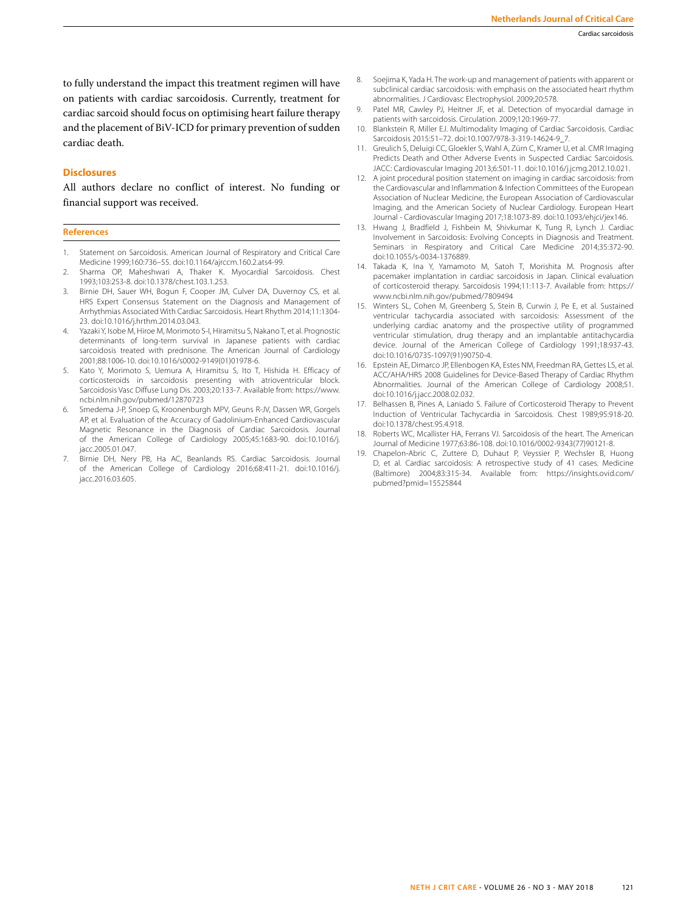to fully understand the impact this treatment regimen will have on patients with cardiac sarcoidosis. Currently, treatment for cardiac sarcoid should focus on optimising heart failure therapy and the placement of BiV-ICD for primary prevention of sudden cardiac death.

## Disclosures

All authors declare no conflict of interest. No funding or financial support was received.

## References

1. Statement on Sarcoidosis. American Journal of Respiratory and Critical Care Medicine 1999;160:736–55. doi:10.1164/ajrccm.160.2.ats4-99.
2. Sharma OP, Maheshwari A, Thaker K. Myocardial Sarcoidosis. Chest 1993;103:253-8. doi:10.1378/chest.103.1.253.
3. Birnie DH, Sauer WH, Bogun F, Cooper JM, Culver DA, Duvernoy CS, et al. HRS Expert Consensus Statement on the Diagnosis and Management of Arrhythmias Associated With Cardiac Sarcoidosis. Heart Rhythm 2014;11:1304-23. doi:10.1016/j.hrthm.2014.03.043.
4. Yazaki Y, Isobe M, Hiroe M, Morimoto S-I, Hiramitsu S, Nakano T, et al. Prognostic determinants of long-term survival in Japanese patients with cardiac sarcoidosis treated with prednisone. The American Journal of Cardiology 2001;88:1006-10. doi:10.1016/s0002-9149(01)01978-6.
5. Kato Y, Morimoto S, Uemura A, Hiramitsu S, Ito T, Hishida H. Efficacy of corticosteroids in sarcoidosis presenting with atrioventricular block. Sarcoidosis Vasc Diffuse Lung Dis. 2003;20:133-7. Available from: https://www.ncbi.nlm.nih.gov/pubmed/12870723
6. Smedema J-P, Snoep G, Kroonenburgh MPV, Geuns R-JV, Dassen WR, Gorgels AP, et al. Evaluation of the Accuracy of Gadolinium-Enhanced Cardiovascular Magnetic Resonance in the Diagnosis of Cardiac Sarcoidosis. Journal of the American College of Cardiology 2005;45:1683-90. doi:10.1016/j.jacc.2005.01.047.
7. Birnie DH, Nery PB, Ha AC, Beanlands RS. Cardiac Sarcoidosis. Journal of the American College of Cardiology 2016;68:411-21. doi:10.1016/j.jacc.2016.03.605.
8. Soejima K, Yada H. The work-up and management of patients with apparent or subclinical cardiac sarcoidosis: with emphasis on the associated heart rhythm abnormalities. J Cardiovasc Electrophysiol. 2009;20:578.
9. Patel MR, Cawley PJ, Heitner JF, et al. Detection of myocardial damage in patients with sarcoidosis. Circulation. 2009;120:1969-77.
10. Blankstein R, Miller EJ. Multimodality Imaging of Cardiac Sarcoidosis. Cardiac Sarcoidosis 2015:51–72. doi:10.1007/978-3-319-14624-9_7.
11. Greulich S, Deluigi CC, Gloekler S, Wahl A, Zürn C, Kramer U, et al. CMR Imaging Predicts Death and Other Adverse Events in Suspected Cardiac Sarcoidosis. JACC: Cardiovascular Imaging 2013;6:501-11. doi:10.1016/j.jcmg.2012.10.021.
12. A joint procedural position statement on imaging in cardiac sarcoidosis: from the Cardiovascular and Inflammation & Infection Committees of the European Association of Nuclear Medicine, the European Association of Cardiovascular Imaging, and the American Society of Nuclear Cardiology. European Heart Journal - Cardiovascular Imaging 2017;18:1073-89. doi:10.1093/ehjci/jex146.
13. Hwang J, Bradfield J, Fishbein M, Shivkumar K, Tung R, Lynch J. Cardiac Involvement in Sarcoidosis: Evolving Concepts in Diagnosis and Treatment. Seminars in Respiratory and Critical Care Medicine 2014;35:372-90. doi:10.1055/s-0034-1376889.
14. Takada K, Ina Y, Yamamoto M, Satoh T, Morishita M. Prognosis after pacemaker implantation in cardiac sarcoidosis in Japan. Clinical evaluation of corticosteroid therapy. Sarcoidosis 1994;11:113-7. Available from: https://www.ncbi.nlm.nih.gov/pubmed/7809494
15. Winters SL, Cohen M, Greenberg S, Stein B, Curwin J, Pe E, et al. Sustained ventricular tachycardia associated with sarcoidosis: Assessment of the underlying cardiac anatomy and the prospective utility of programmed ventricular stimulation, drug therapy and an implantable antitachycardia device. Journal of the American College of Cardiology 1991;18:937-43. doi:10.1016/0735-1097(91)90750-4.
16. Epstein AE, Dimarco JP, Ellenbogen KA, Estes NM, Freedman RA, Gettes LS, et al. ACC/AHA/HRS 2008 Guidelines for Device-Based Therapy of Cardiac Rhythm Abnormalities. Journal of the American College of Cardiology 2008;51. doi:10.1016/j.jacc.2008.02.032.
17. Belhassen B, Pines A, Laniado S. Failure of Corticosteroid Therapy to Prevent Induction of Ventricular Tachycardia in Sarcoidosis. Chest 1989;95:918-20. doi:10.1378/chest.95.4.918.
18. Roberts WC, Mcallister HA, Ferrans VJ. Sarcoidosis of the heart. The American Journal of Medicine 1977;63:86-108. doi:10.1016/0002-9343(77)90121-8.
19. Chapelon-Abric C, Zuttere D, Duhaut P, Veyssier P, Wechsler B, Huong D, et al. Cardiac sarcoidosis: A retrospective study of 41 cases. Medicine (Baltimore) 2004;83:315-34. Available from: https://insights.ovid.com/pubmed?pmid=15525844